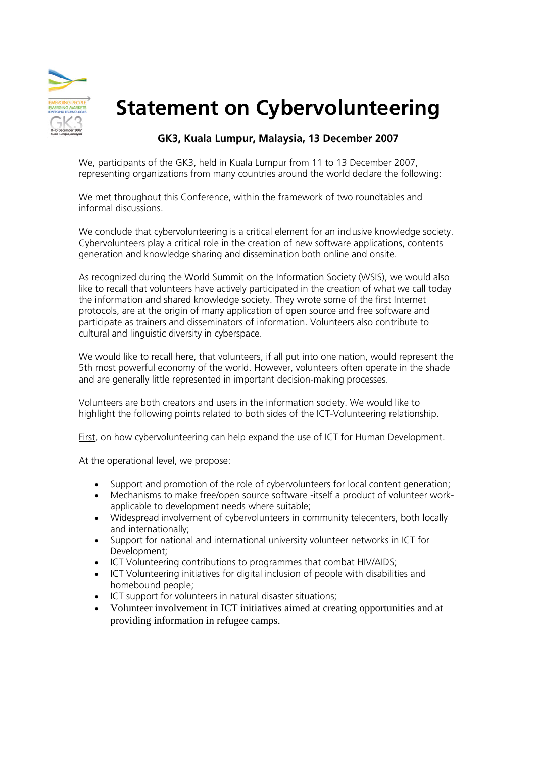# Statement on Cybervolunteering

**GK3, Kuala Lumpur, Malaysia, 13 December 2007**

We, participants of the GK3, held in Kuala Lumpur from 11 to 13 December 2007, representing organizations from many countries around the world declare the following:

We met throughout this Conference, within the framework of two roundtables and informal discussions.

We conclude that cybervolunteering is a critical element for an inclusive knowledge society. Cybervolunteers play a critical role in the creation of new software applications, contents generation and knowledge sharing and dissemination both online and onsite.

As recognized during the World Summit on the Information Society (WSIS), we would also like to recall that volunteers have actively participated in the creation of what we call today the information and shared knowledge society. They wrote some of the first Internet protocols, are at the origin of many application of open source and free software and participate as trainers and disseminators of information. Volunteers also contribute to cultural and linguistic diversity in cyberspace.

We would like to recall here, that volunteers, if all put into one nation, would represent the 5th most powerful economy of the world. However, volunteers often operate in the shade and are generally little represented in important decision-making processes.

Volunteers are both creators and users in the information society. We would like to highlight the following points related to both sides of the ICT-Volunteering relationship.

<u>First</u>, on how cybervolunteering can help expand the use of ICT for Human Development.

At the operational level, we propose:

- Support and promotion of the role of cybervolunteers for local content generation;
- Mechanisms to make free/open source software -itself a product of volunteer work-applicable to development needs where suitable;
- Widespread involvement of cybervolunteers in community telecenters, both locally and internationally;
- Support for national and international university volunteer networks in ICT for Development;
- ICT Volunteering contributions to programmes that combat HIV/AIDS;
- ICT Volunteering initiatives for digital inclusion of people with disabilities and homebound people;
- ICT support for volunteers in natural disaster situations;
- Volunteer involvement in ICT initiatives aimed at creating opportunities and at providing information in refugee camps.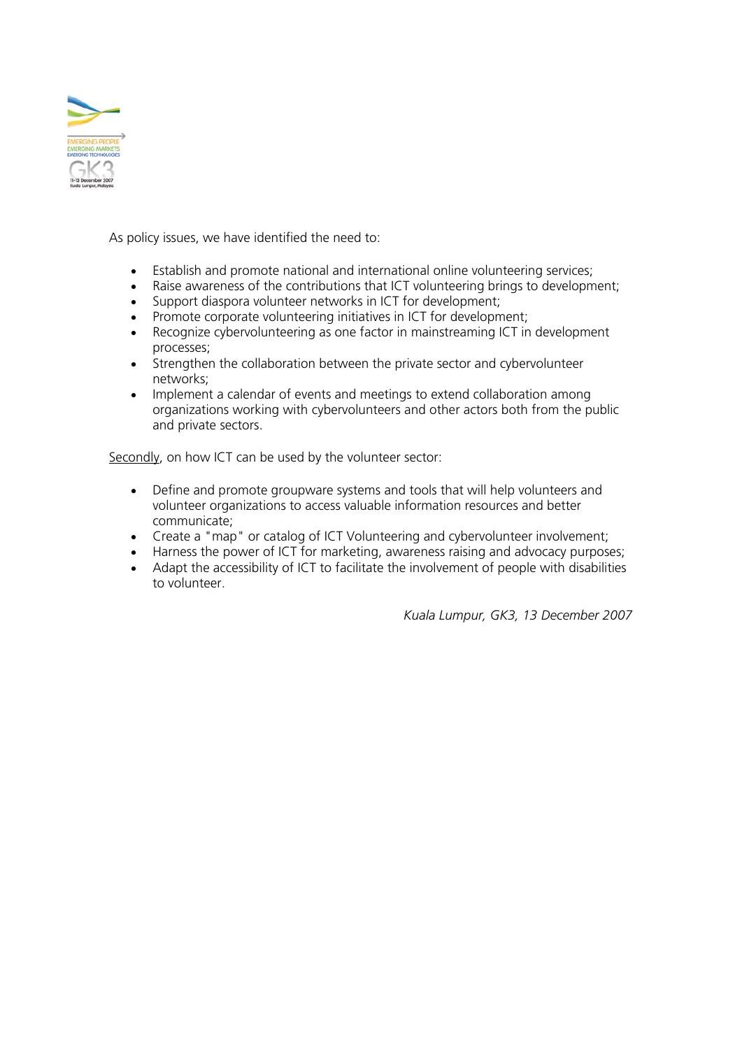As policy issues, we have identified the need to:

- Establish and promote national and international online volunteering services;
- Raise awareness of the contributions that ICT volunteering brings to development;
- Support diaspora volunteer networks in ICT for development;
- Promote corporate volunteering initiatives in ICT for development;
- Recognize cybervolunteering as one factor in mainstreaming ICT in development processes;
- Strengthen the collaboration between the private sector and cybervolunteer networks;
- Implement a calendar of events and meetings to extend collaboration among organizations working with cybervolunteers and other actors both from the public and private sectors.

<u>Secondly</u>, on how ICT can be used by the volunteer sector:

- Define and promote groupware systems and tools that will help volunteers and volunteer organizations to access valuable information resources and better communicate;
- Create a "map" or catalog of ICT Volunteering and cybervolunteer involvement;
- Harness the power of ICT for marketing, awareness raising and advocacy purposes;
- Adapt the accessibility of ICT to facilitate the involvement of people with disabilities to volunteer.

*Kuala Lumpur, GK3, 13 December 2007*